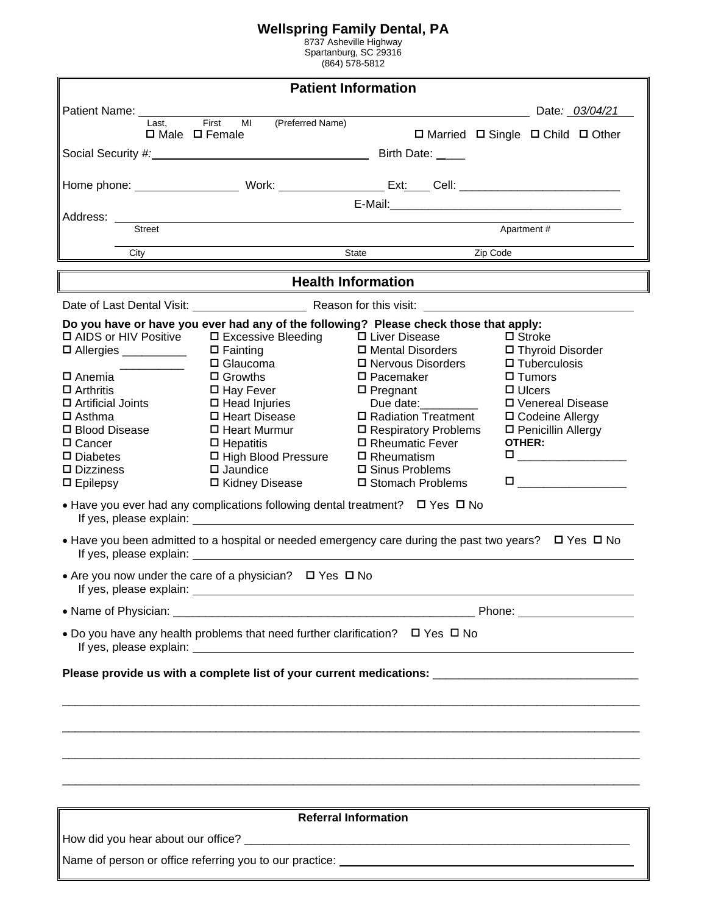# Wellspring Family Dental, PA

8737 Asheville Highway
Spartanburg, SC 29316
(864) 578-5812

## Patient Information

Patient Name: ______________________________________________ Date: *03/04/21*

Last, First MI (Preferred Name)

☐ Male ☐ Female ☐ Married ☐ Single ☐ Child ☐ Other

Social Security #: ______________________ Birth Date: ____

Home phone: ______________ Work: ______________ Ext: ____ Cell: ______________________

E-Mail: ________________________________

Address: ______________________________________________

Street Apartment #

______________________________________________

City State Zip Code

## Health Information

Date of Last Dental Visit: ______________ Reason for this visit: ________________________

**Do you have or have you ever had any of the following? Please check those that apply:**

☐ AIDS or HIV Positive
☐ Allergies __________ __________
☐ Anemia
☐ Arthritis
☐ Artificial Joints
☐ Asthma
☐ Blood Disease
☐ Cancer
☐ Diabetes
☐ Dizziness
☐ Epilepsy
☐ Excessive Bleeding
☐ Fainting
☐ Glaucoma
☐ Growths
☐ Hay Fever
☐ Head Injuries
☐ Heart Disease
☐ Heart Murmur
☐ Hepatitis
☐ High Blood Pressure
☐ Jaundice
☐ Kidney Disease
☐ Liver Disease
☐ Mental Disorders
☐ Nervous Disorders
☐ Pacemaker
☐ Pregnant
Due date: _________
☐ Radiation Treatment
☐ Respiratory Problems
☐ Rheumatic Fever
☐ Rheumatism
☐ Sinus Problems
☐ Stomach Problems
☐ Stroke
☐ Thyroid Disorder
☐ Tuberculosis
☐ Tumors
☐ Ulcers
☐ Venereal Disease
☐ Codeine Allergy
☐ Penicillin Allergy

**OTHER:**
☐ _________________
☐ _________________

- Have you ever had any complications following dental treatment? ☐ Yes ☐ No
  If yes, please explain: ________________________________________________
- Have you been admitted to a hospital or needed emergency care during the past two years? ☐ Yes ☐ No
  If yes, please explain: ________________________________________________
- Are you now under the care of a physician? ☐ Yes ☐ No
  If yes, please explain: ________________________________________________
- Name of Physician: ________________________________________ Phone: ______________
- Do you have any health problems that need further clarification? ☐ Yes ☐ No
  If yes, please explain: ________________________________________________

**Please provide us with a complete list of your current medications:** ______________________________

______________________________________________________________________________

______________________________________________________________________________

______________________________________________________________________________

______________________________________________________________________________

## Referral Information

How did you hear about our office? ________________________________________________

Name of person or office referring you to our practice: ________________________________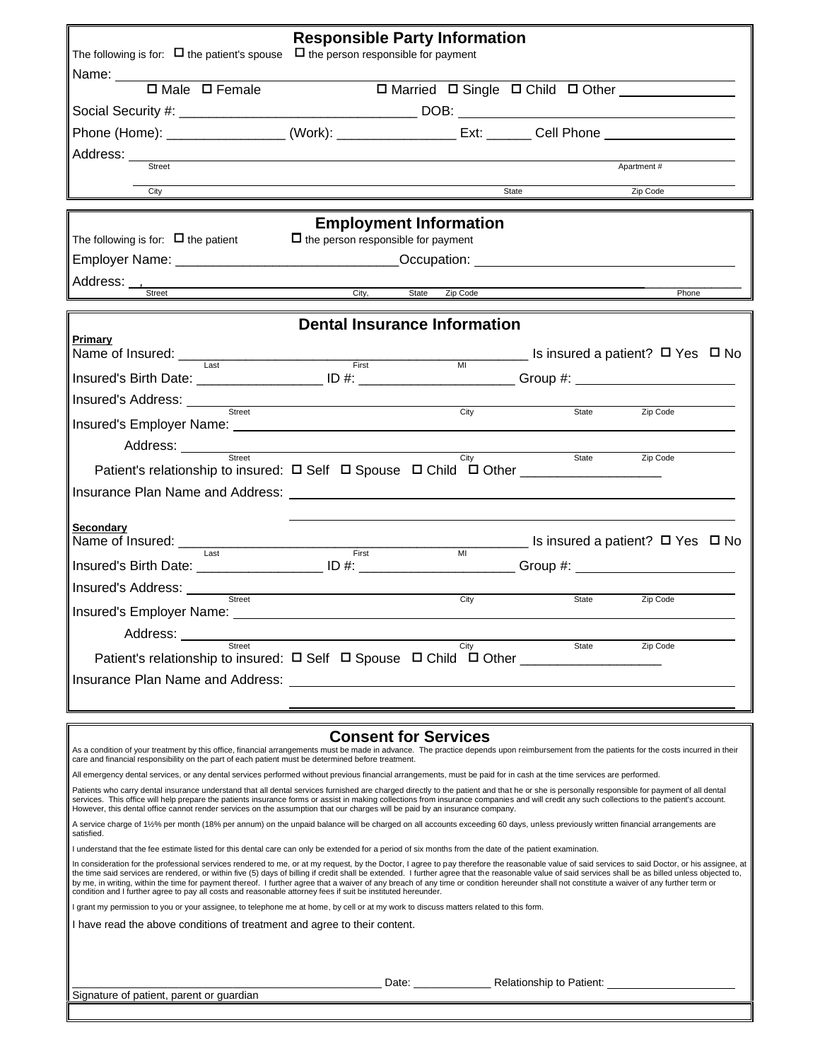## Responsible Party Information

The following is for: ☐ the patient's spouse ☐ the person responsible for payment

Name: ______________________________

☐ Male ☐ Female ☐ Married ☐ Single ☐ Child ☐ Other ______________

Social Security #: ______________________________ DOB: ______________________________

Phone (Home): ________________ (Work): ________________ Ext: ______ Cell Phone ________________

Address: ______________________________
Street Apartment #

______________________________
City State Zip Code

## Employment Information

The following is for: ☐ the patient ☐ the person responsible for payment

Employer Name: ______________________________ Occupation: ______________________________

Address: ______________________________
Street City, State Zip Code Phone

## Dental Insurance Information

**Primary**

Name of Insured: ______________________________ Is insured a patient? ☐ Yes ☐ No
Last First MI

Insured's Birth Date: ________________ ID #: ____________________ Group #: ____________________

Insured's Address: ______________________________
Street City State Zip Code

Insured's Employer Name: ______________________________

Address: ______________________________
Street City State Zip Code

Patient's relationship to insured: ☐ Self ☐ Spouse ☐ Child ☐ Other __________________

Insurance Plan Name and Address: ______________________________

______________________________

**Secondary**

Name of Insured: ______________________________ Is insured a patient? ☐ Yes ☐ No
Last First MI

Insured's Birth Date: ________________ ID #: ____________________ Group #: ____________________

Insured's Address: ______________________________
Street City State Zip Code

Insured's Employer Name: ______________________________

Address: ______________________________
Street City State Zip Code

Patient's relationship to insured: ☐ Self ☐ Spouse ☐ Child ☐ Other __________________

Insurance Plan Name and Address: ______________________________

______________________________

## Consent for Services

As a condition of your treatment by this office, financial arrangements must be made in advance. The practice depends upon reimbursement from the patients for the costs incurred in their care and financial responsibility on the part of each patient must be determined before treatment.

All emergency dental services, or any dental services performed without previous financial arrangements, must be paid for in cash at the time services are performed.

Patients who carry dental insurance understand that all dental services furnished are charged directly to the patient and that he or she is personally responsible for payment of all dental services. This office will help prepare the patients insurance forms or assist in making collections from insurance companies and will credit any such collections to the patient's account. However, this dental office cannot render services on the assumption that our charges will be paid by an insurance company.

A service charge of 1½% per month (18% per annum) on the unpaid balance will be charged on all accounts exceeding 60 days, unless previously written financial arrangements are satisfied.

I understand that the fee estimate listed for this dental care can only be extended for a period of six months from the date of the patient examination.

In consideration for the professional services rendered to me, or at my request, by the Doctor, I agree to pay therefore the reasonable value of said services to said Doctor, or his assignee, at the time said services are rendered, or within five (5) days of billing if credit shall be extended. I further agree that the reasonable value of said services shall be as billed unless objected to, by me, in writing, within the time for payment thereof. I further agree that a waiver of any breach of any time or condition hereunder shall not constitute a waiver of any further term or condition and I further agree to pay all costs and reasonable attorney fees if suit be instituted hereunder.

I grant my permission to you or your assignee, to telephone me at home, by cell or at my work to discuss matters related to this form.

I have read the above conditions of treatment and agree to their content.

______________________________ Date: ____________ Relationship to Patient: ____________________

Signature of patient, parent or guardian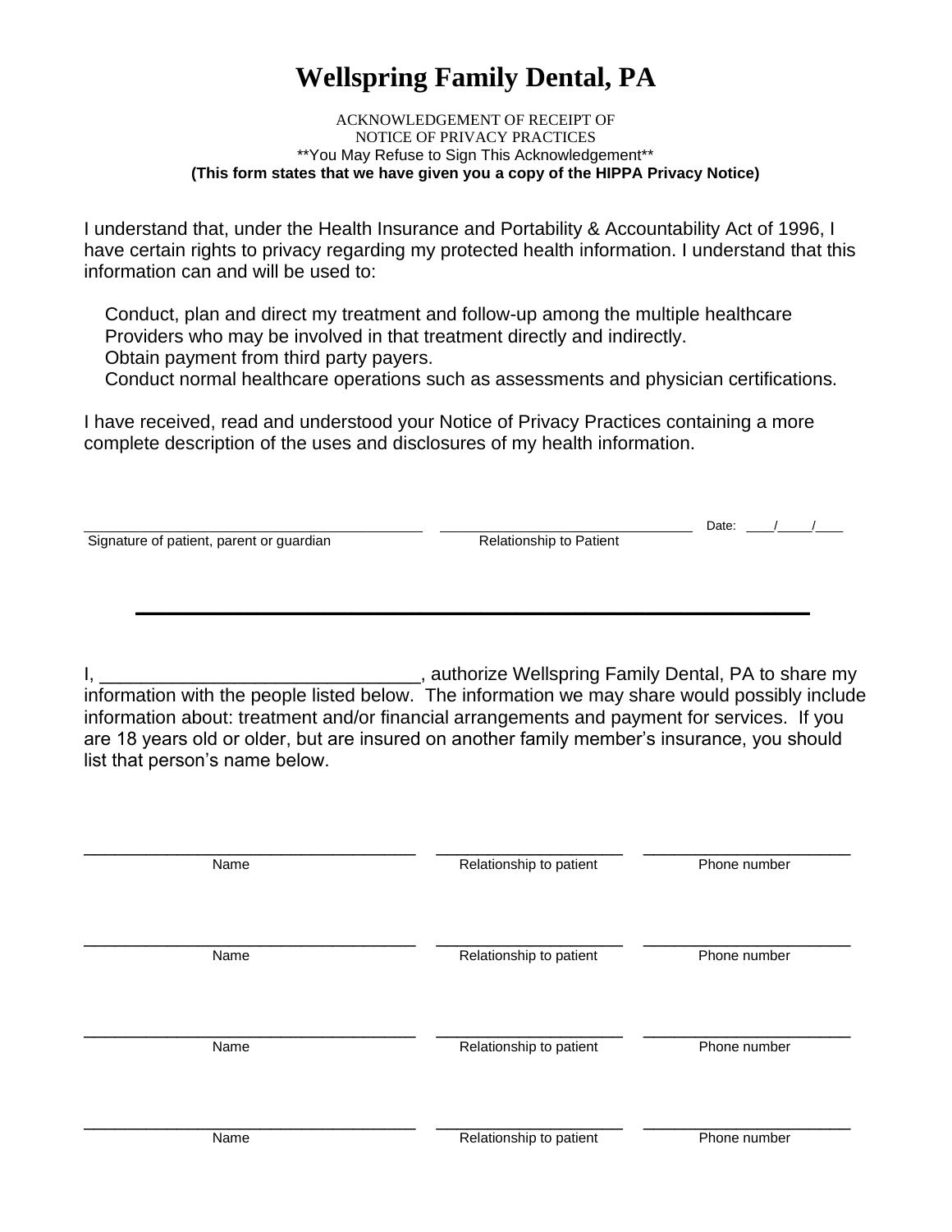# Wellspring Family Dental, PA

ACKNOWLEDGEMENT OF RECEIPT OF
NOTICE OF PRIVACY PRACTICES
**You May Refuse to Sign This Acknowledgement**
**(This form states that we have given you a copy of the HIPPA Privacy Notice)**

I understand that, under the Health Insurance and Portability & Accountability Act of 1996, I have certain rights to privacy regarding my protected health information. I understand that this information can and will be used to:

Conduct, plan and direct my treatment and follow-up among the multiple healthcare Providers who may be involved in that treatment directly and indirectly.
Obtain payment from third party payers.
Conduct normal healthcare operations such as assessments and physician certifications.

I have received, read and understood your Notice of Privacy Practices containing a more complete description of the uses and disclosures of my health information.

\_\_\_\_\_\_\_\_\_\_\_\_\_\_\_\_\_\_\_\_\_\_\_\_\_\_\_\_\_\_\_\_\_\_\_\_\_\_\_\_ \_\_\_\_\_\_\_\_\_\_\_\_\_\_\_\_\_\_\_\_\_\_\_\_\_\_\_\_\_\_ Date: \_\_\_\_/\_\_\_\_\_/\_\_\_\_
Signature of patient, parent or guardian Relationship to Patient

---

I, \_\_\_\_\_\_\_\_\_\_\_\_\_\_\_\_\_\_\_\_\_\_\_\_\_\_\_\_\_\_\_\_, authorize Wellspring Family Dental, PA to share my information with the people listed below. The information we may share would possibly include information about: treatment and/or financial arrangements and payment for services. If you are 18 years old or older, but are insured on another family member's insurance, you should list that person's name below.

| Name | Relationship to patient | Phone number |
|---|---|---|
| | | |
| | | |
| | | |
| | | |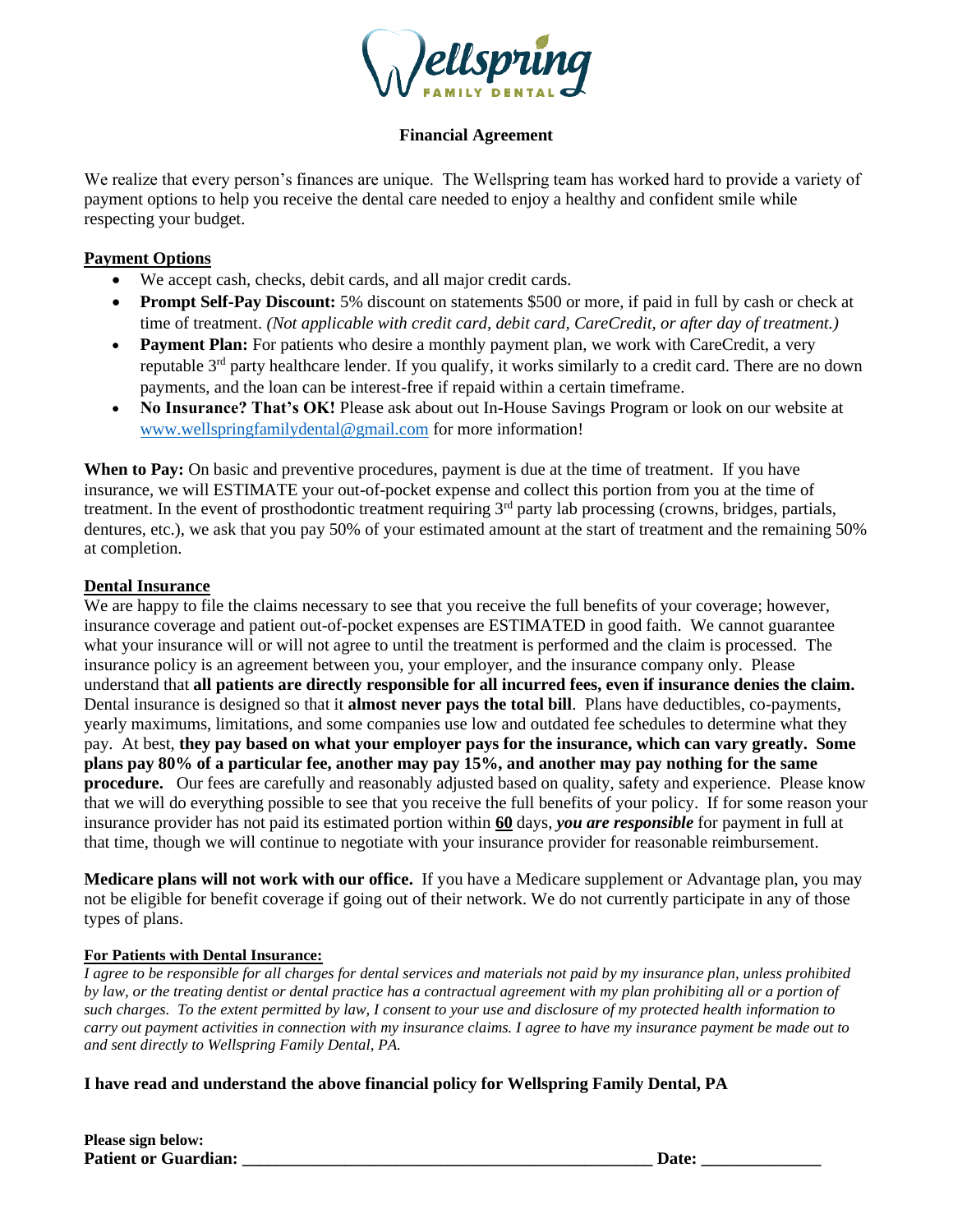Wellspring FAMILY DENTAL

## Financial Agreement

We realize that every person's finances are unique. The Wellspring team has worked hard to provide a variety of payment options to help you receive the dental care needed to enjoy a healthy and confident smile while respecting your budget.

### Payment Options

- We accept cash, checks, debit cards, and all major credit cards.
- **Prompt Self-Pay Discount:** 5% discount on statements $500 or more, if paid in full by cash or check at time of treatment. *(Not applicable with credit card, debit card, CareCredit, or after day of treatment.)*
- **Payment Plan:** For patients who desire a monthly payment plan, we work with CareCredit, a very reputable 3rd party healthcare lender. If you qualify, it works similarly to a credit card. There are no down payments, and the loan can be interest-free if repaid within a certain timeframe.
- **No Insurance? That's OK!** Please ask about out In-House Savings Program or look on our website at www.wellspringfamilydental@gmail.com for more information!

**When to Pay:** On basic and preventive procedures, payment is due at the time of treatment. If you have insurance, we will ESTIMATE your out-of-pocket expense and collect this portion from you at the time of treatment. In the event of prosthodontic treatment requiring 3rd party lab processing (crowns, bridges, partials, dentures, etc.), we ask that you pay 50% of your estimated amount at the start of treatment and the remaining 50% at completion.

### Dental Insurance

We are happy to file the claims necessary to see that you receive the full benefits of your coverage; however, insurance coverage and patient out-of-pocket expenses are ESTIMATED in good faith. We cannot guarantee what your insurance will or will not agree to until the treatment is performed and the claim is processed. The insurance policy is an agreement between you, your employer, and the insurance company only. Please understand that **all patients are directly responsible for all incurred fees, even if insurance denies the claim.** Dental insurance is designed so that it **almost never pays the total bill**. Plans have deductibles, co-payments, yearly maximums, limitations, and some companies use low and outdated fee schedules to determine what they pay. At best, **they pay based on what your employer pays for the insurance, which can vary greatly. Some plans pay 80% of a particular fee, another may pay 15%, and another may pay nothing for the same procedure.** Our fees are carefully and reasonably adjusted based on quality, safety and experience. Please know that we will do everything possible to see that you receive the full benefits of your policy. If for some reason your insurance provider has not paid its estimated portion within **60** days, ***you are responsible*** for payment in full at that time, though we will continue to negotiate with your insurance provider for reasonable reimbursement.

**Medicare plans will not work with our office.** If you have a Medicare supplement or Advantage plan, you may not be eligible for benefit coverage if going out of their network. We do not currently participate in any of those types of plans.

**For Patients with Dental Insurance:**

*I agree to be responsible for all charges for dental services and materials not paid by my insurance plan, unless prohibited by law, or the treating dentist or dental practice has a contractual agreement with my plan prohibiting all or a portion of such charges. To the extent permitted by law, I consent to your use and disclosure of my protected health information to carry out payment activities in connection with my insurance claims. I agree to have my insurance payment be made out to and sent directly to Wellspring Family Dental, PA.*

**I have read and understand the above financial policy for Wellspring Family Dental, PA**

**Please sign below:**

**Patient or Guardian:** ___________________________________________________ **Date:** ______________